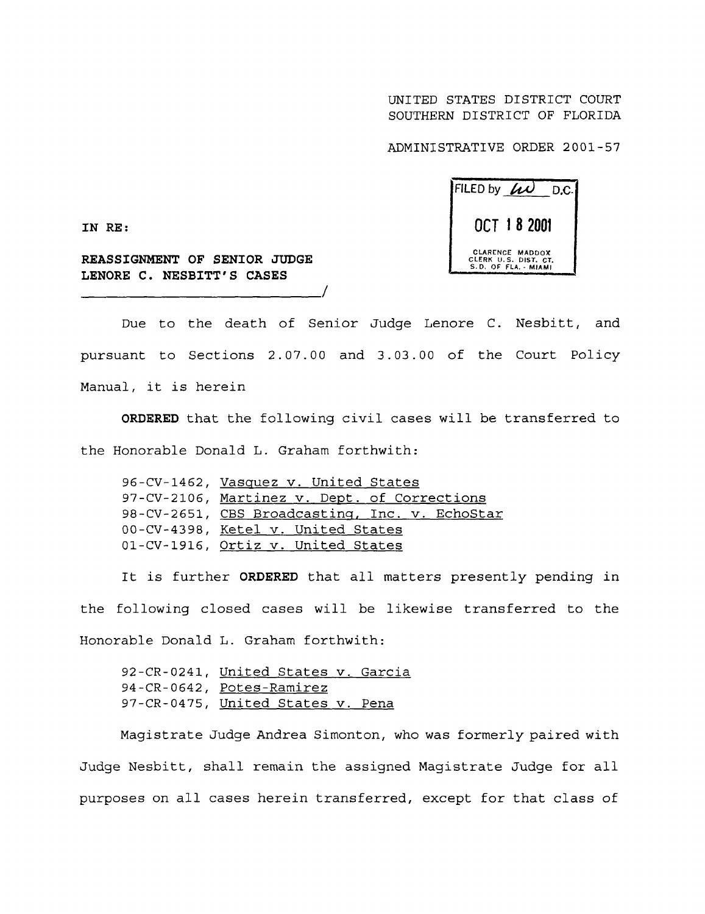UNITED STATES DISTRICT COURT
SOUTHERN DISTRICT OF FLORIDA

ADMINISTRATIVE ORDER 2001-57

FILED by *LW* D.C.

OCT 18 2001

CLARENCE MADDOX
CLERK U.S. DIST. CT.
S.D. OF FLA. - MIAMI

**IN RE:**

**REASSIGNMENT OF SENIOR JUDGE LENORE C. NESBITT'S CASES**
______________________________/

Due to the death of Senior Judge Lenore C. Nesbitt, and pursuant to Sections 2.07.00 and 3.03.00 of the Court Policy Manual, it is herein

**ORDERED** that the following civil cases will be transferred to the Honorable Donald L. Graham forthwith:

96-CV-1462, Vasquez v. United States
97-CV-2106, Martinez v. Dept. of Corrections
98-CV-2651, CBS Broadcasting, Inc. v. EchoStar
00-CV-4398, Ketel v. United States
01-CV-1916, Ortiz v. United States

It is further **ORDERED** that all matters presently pending in the following closed cases will be likewise transferred to the Honorable Donald L. Graham forthwith:

92-CR-0241, United States v. Garcia
94-CR-0642, Potes-Ramirez
97-CR-0475, United States v. Pena

Magistrate Judge Andrea Simonton, who was formerly paired with Judge Nesbitt, shall remain the assigned Magistrate Judge for all purposes on all cases herein transferred, except for that class of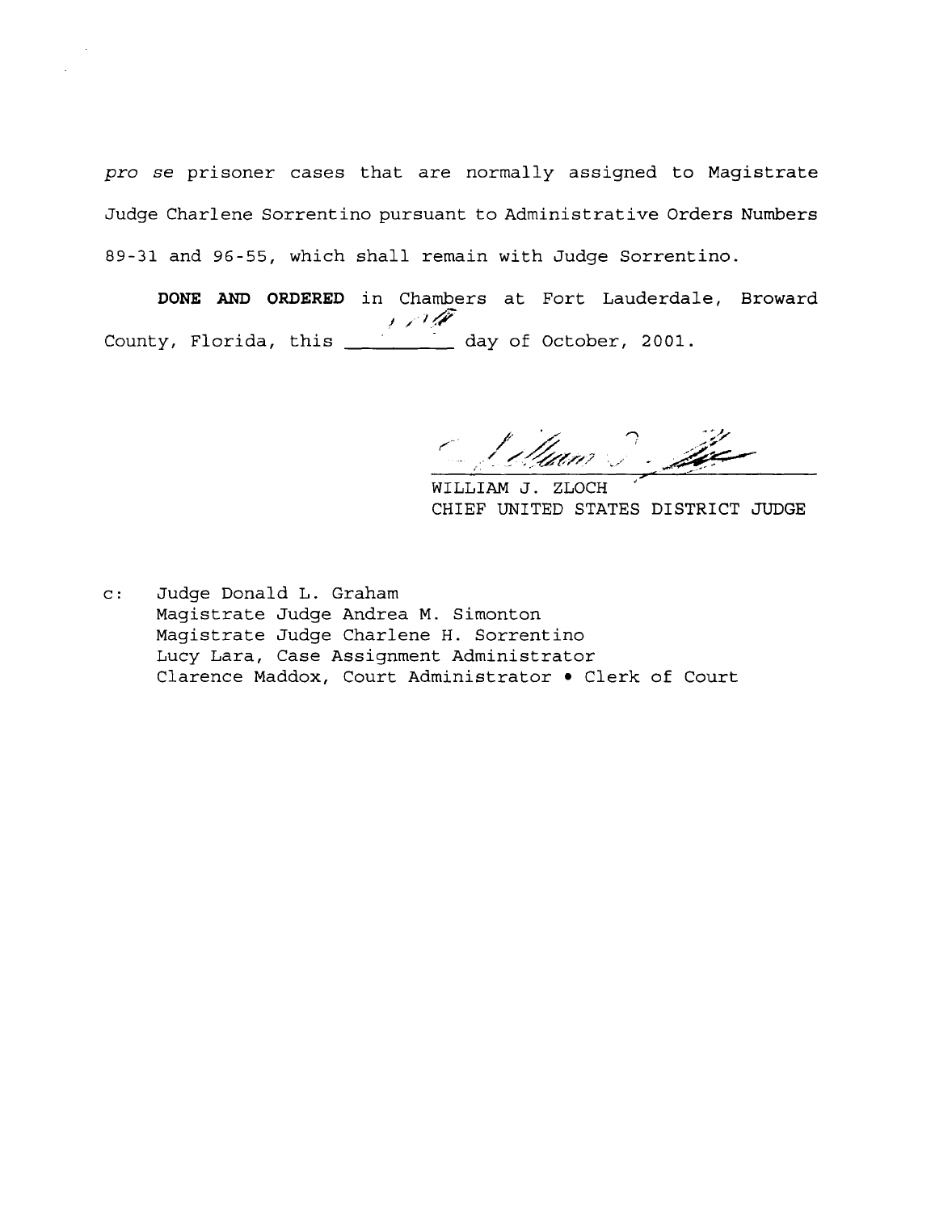*pro se* prisoner cases that are normally assigned to Magistrate Judge Charlene Sorrentino pursuant to Administrative Orders Numbers 89-31 and 96-55, which shall remain with Judge Sorrentino.

**DONE AND ORDERED** in Chambers at Fort Lauderdale, Broward County, Florida, this 11th day of October, 2001.

WILLIAM J. ZLOCH
CHIEF UNITED STATES DISTRICT JUDGE

c: Judge Donald L. Graham
Magistrate Judge Andrea M. Simonton
Magistrate Judge Charlene H. Sorrentino
Lucy Lara, Case Assignment Administrator
Clarence Maddox, Court Administrator • Clerk of Court